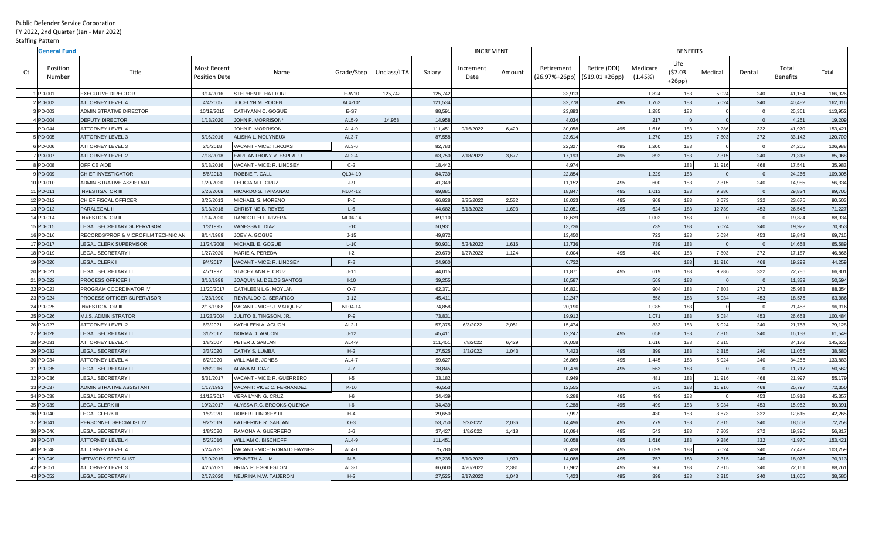Public Defender Service Corporation

FY 2022, 2nd Quarter (Jan - Mar 2022)

Staffing Pattern

| General Fund | | | | | | | | INCREMENT | | BENEFITS | | | | | | | |
|---|---|---|---|---|---|---|---|---|---|---|---|---|---|---|---|---|---|
| Ct | Position Number | Title | Most Recent Position Date | Name | Grade/Step | Unclass/LTA | Salary | Increment Date | Amount | Retirement (26.97%+26pp) | Retire (DDI) ($19.01 +26pp) | Medicare (1.45%) | Life ($7.03 +26pp) | Medical | Dental | Total Benefits | Total |
| 1 | PD-001 | EXECUTIVE DIRECTOR | 3/14/2016 | STEPHEN P. HATTORI | E-W10 | 125,742 | 125,742 | | | 33,913 | | 1,824 | 183 | 5,024 | 240 | 41,184 | 166,926 |
| 2 | PD-002 | ATTORNEY LEVEL 4 | 4/4/2005 | JOCELYN M. RODEN | AL4-10* | | 121,534 | | | 32,778 | 495 | 1,762 | 183 | 5,024 | 240 | 40,482 | 162,016 |
| 3 | PD-003 | ADMINISTRATIVE DIRECTOR | 10/19/2015 | CATHYANN C. GOGUE | E-S7 | | 88,591 | | | 23,893 | | 1,285 | 183 | 0 | 0 | 25,361 | 113,952 |
| 4 | PD-004 | DEPUTY DIRECTOR | 1/13/2020 | JOHN P. MORRISON* | AL5-9 | 14,958 | 14,958 | | | 4,034 | | 217 | 0 | 0 | 0 | 4,251 | 19,209 |
| | PD-044 | ATTORNEY LEVEL 4 | | JOHN P. MORRISON | AL4-9 | | 111,451 | 9/16/2022 | 6,429 | 30,058 | 495 | 1,616 | 183 | 9,286 | 332 | 41,970 | 153,421 |
| 5 | PD-005 | ATTORNEY LEVEL 3 | 5/16/2016 | ALISHA L. MOLYNEUX | AL3-7 | | 87,558 | | | 23,614 | | 1,270 | 183 | 7,803 | 272 | 33,142 | 120,700 |
| 6 | PD-006 | ATTORNEY LEVEL 3 | 2/5/2018 | VACANT - VICE: T.ROJAS | AL3-6 | | 82,783 | | | 22,327 | 495 | 1,200 | 183 | 0 | 0 | 24,205 | 106,988 |
| 7 | PD-007 | ATTORNEY LEVEL 2 | 7/18/2018 | EARL ANTHONY V. ESPIRITU | AL2-4 | | 63,750 | 7/18/2022 | 3,677 | 17,193 | 495 | 892 | 183 | 2,315 | 240 | 21,318 | 85,068 |
| 8 | PD-008 | OFFICE AIDE | 6/13/2016 | VACANT - VICE: R. LINDSEY | C-2 | | 18,442 | | | 4,974 | | | 183 | 11,916 | 468 | 17,541 | 35,983 |
| 9 | PD-009 | CHIEF INVESTIGATOR | 5/6/2013 | ROBBIE T. CALL | QL04-10 | | 84,739 | | | 22,854 | | 1,229 | 183 | 0 | 0 | 24,266 | 109,005 |
| 10 | PD-010 | ADMINISTRATIVE ASSISTANT | 1/20/2020 | FELICIA M.T. CRUZ | J-9 | | 41,349 | | | 11,152 | 495 | 600 | 183 | 2,315 | 240 | 14,985 | 56,334 |
| 11 | PD-011 | INVESTIGATOR III | 5/26/2008 | RICARDO S. TAIMANAO | NL04-12 | | 69,881 | | | 18,847 | 495 | 1,013 | 183 | 9,286 | 0 | 29,824 | 99,705 |
| 12 | PD-012 | CHIEF FISCAL OFFICER | 3/25/2013 | MICHAEL S. MORENO | P-6 | | 66,828 | 3/25/2022 | 2,532 | 18,023 | 495 | 969 | 183 | 3,673 | 332 | 23,675 | 90,503 |
| 13 | PD-013 | PARALEGAL II | 6/13/2018 | CHRISTINE B. REYES | L-6 | | 44,682 | 6/13/2022 | 1,693 | 12,051 | 495 | 624 | 183 | 12,739 | 453 | 26,545 | 71,227 |
| 14 | PD-014 | INVESTIGATOR II | 1/14/2020 | RANDOLPH F. RIVERA | ML04-14 | | 69,110 | | | 18,639 | | 1,002 | 183 | 0 | 0 | 19,824 | 88,934 |
| 15 | PD-015 | LEGAL SECRETARY SUPERVISOR | 1/3/1995 | VANESSA L. DIAZ | L-10 | | 50,931 | | | 13,736 | | 739 | 183 | 5,024 | 240 | 19,922 | 70,853 |
| 16 | PD-016 | RECORDS/PROP & MICROFILM TECHNICIAN | 8/14/1989 | JOEY A. GOGUE | J-15 | | 49,872 | | | 13,450 | | 723 | 183 | 5,034 | 453 | 19,843 | 69,715 |
| 17 | PD-017 | LEGAL CLERK SUPERVISOR | 11/24/2008 | MICHAEL E. GOGUE | L-10 | | 50,931 | 5/24/2022 | 1,616 | 13,736 | | 739 | 183 | 0 | 0 | 14,658 | 65,589 |
| 18 | PD-019 | LEGAL SECRETARY II | 1/27/2020 | MARIE A. PEREDA | I-2 | | 29,679 | 1/27/2022 | 1,124 | 8,004 | 495 | 430 | 183 | 7,803 | 272 | 17,187 | 46,866 |
| 19 | PD-020 | LEGAL CLERK I | 9/4/2017 | VACANT - VICE: R. LINDSEY | F-3 | | 24,960 | | | 6,732 | | | 183 | 11,916 | 468 | 19,299 | 44,259 |
| 20 | PD-021 | LEGAL SECRETARY III | 4/7/1997 | STACEY ANN F. CRUZ | J-11 | | 44,015 | | | 11,871 | 495 | 619 | 183 | 9,286 | 332 | 22,786 | 66,801 |
| 21 | PD-022 | PROCESS OFFICER I | 3/16/1998 | JOAQUIN M. DELOS SANTOS | I-10 | | 39,255 | | | 10,587 | | 569 | 183 | 0 | 0 | 11,339 | 50,594 |
| 22 | PD-023 | PROGRAM COORDINATOR IV | 11/20/2017 | CATHLEEN L.G. MOYLAN | O-7 | | 62,371 | | | 16,821 | | 904 | 183 | 7,803 | 272 | 25,983 | 88,354 |
| 23 | PD-024 | PROCESS OFFICER SUPERVISOR | 1/23/1990 | REYNALDO G. SERAFICO | J-12 | | 45,411 | | | 12,247 | | 658 | 183 | 5,034 | 453 | 18,575 | 63,986 |
| 24 | PD-025 | INVESTIGATOR III | 2/16/1988 | VACANT - VICE: J. MARQUEZ | NL04-14 | | 74,858 | | | 20,190 | | 1,085 | 183 | 0 | 0 | 21,458 | 96,316 |
| 25 | PD-026 | M.I.S. ADMINISTRATOR | 11/23/2004 | JULITO B. TINGSON, JR. | P-9 | | 73,831 | | | 19,912 | | 1,071 | 183 | 5,034 | 453 | 26,653 | 100,484 |
| 26 | PD-027 | ATTORNEY LEVEL 2 | 6/3/2021 | KATHLEEN A. AGUON | AL2-1 | | 57,375 | 6/3/2022 | 2,051 | 15,474 | | 832 | 183 | 5,024 | 240 | 21,753 | 79,128 |
| 27 | PD-028 | LEGAL SECRETARY III | 3/6/2017 | NORMA D. AGUON | J-12 | | 45,411 | | | 12,247 | 495 | 658 | 183 | 2,315 | 240 | 16,138 | 61,549 |
| 28 | PD-031 | ATTORNEY LEVEL 4 | 1/8/2007 | PETER J. SABLAN | AL4-9 | | 111,451 | 7/8/2022 | 6,429 | 30,058 | | 1,616 | 183 | 2,315 | | 34,172 | 145,623 |
| 29 | PD-032 | LEGAL SECRETARY I | 3/3/2020 | CATHY S. LUMBA | H-2 | | 27,525 | 3/3/2022 | 1,043 | 7,423 | 495 | 399 | 183 | 2,315 | 240 | 11,055 | 38,580 |
| 30 | PD-034 | ATTORNEY LEVEL 4 | 6/2/2020 | WILLIAM B. JONES | AL4-7 | | 99,627 | | | 26,869 | 495 | 1,445 | 183 | 5,024 | 240 | 34,256 | 133,883 |
| 31 | PD-035 | LEGAL SECRETARY III | 8/8/2016 | ALANA M. DIAZ | J-7 | | 38,845 | | | 10,476 | 495 | 563 | 183 | 0 | 0 | 11,717 | 50,562 |
| 32 | PD-036 | LEGAL SECRETARY II | 5/31/2017 | VACANT - VICE: R. GUERRERO | I-5 | | 33,182 | | | 8,949 | | 481 | 183 | 11,916 | 468 | 21,997 | 55,179 |
| 33 | PD-037 | ADMINISTRATIVE ASSISTANT | 1/17/1992 | VACANT: VICE: C. FERNANDEZ | K-10 | | 46,553 | | | 12,555 | | 675 | 183 | 11,916 | 468 | 25,797 | 72,350 |
| 34 | PD-038 | LEGAL SECRETARY II | 11/13/2017 | VERA LYNN G. CRUZ | I-6 | | 34,439 | | | 9,288 | 495 | 499 | 183 | 0 | 453 | 10,918 | 45,357 |
| 35 | PD-039 | LEGAL CLERK III | 10/2/2017 | ALYSSA R.C. BROOKS-QUENGA | I-6 | | 34,439 | | | 9,288 | 495 | 499 | 183 | 5,034 | 453 | 15,952 | 50,391 |
| 36 | PD-040 | LEGAL CLERK II | 1/8/2020 | ROBERT LINDSEY III | H-4 | | 29,650 | | | 7,997 | | 430 | 183 | 3,673 | 332 | 12,615 | 42,265 |
| 37 | PD-041 | PERSONNEL SPECIALIST IV | 9/2/2019 | KATHERINE R. SABLAN | O-3 | | 53,750 | 9/2/2022 | 2,036 | 14,496 | 495 | 779 | 183 | 2,315 | 240 | 18,508 | 72,258 |
| 38 | PD-046 | LEGAL SECRETARY III | 1/8/2020 | RAMONA A. GUERRERO | J-6 | | 37,427 | 1/8/2022 | 1,418 | 10,094 | 495 | 543 | 183 | 7,803 | 272 | 19,390 | 56,817 |
| 39 | PD-047 | ATTORNEY LEVEL 4 | 5/2/2016 | WILLIAM C. BISCHOFF | AL4-9 | | 111,451 | | | 30,058 | 495 | 1,616 | 183 | 9,286 | 332 | 41,970 | 153,421 |
| 40 | PD-048 | ATTORNEY LEVEL 4 | 5/24/2021 | VACANT - VICE: RONALD HAYNES | AL4-1 | | 75,780 | | | 20,438 | 495 | 1,099 | 183 | 5,024 | 240 | 27,479 | 103,259 |
| 41 | PD-049 | NETWORK SPECIALIST | 6/10/2019 | KENNETH A. LIM | N-5 | | 52,235 | 6/10/2022 | 1,979 | 14,088 | 495 | 757 | 183 | 2,315 | 240 | 18,078 | 70,313 |
| 42 | PD-051 | ATTORNEY LEVEL 3 | 4/26/2021 | BRIAN P. EGGLESTON | AL3-1 | | 66,600 | 4/26/2022 | 2,381 | 17,962 | 495 | 966 | 183 | 2,315 | 240 | 22,161 | 88,761 |
| 43 | PD-052 | LEGAL SECRETARY I | 2/17/2020 | NEURINA N.W. TAIJERON | H-2 | | 27,525 | 2/17/2022 | 1,043 | 7,423 | 495 | 399 | 183 | 2,315 | 240 | 11,055 | 38,580 |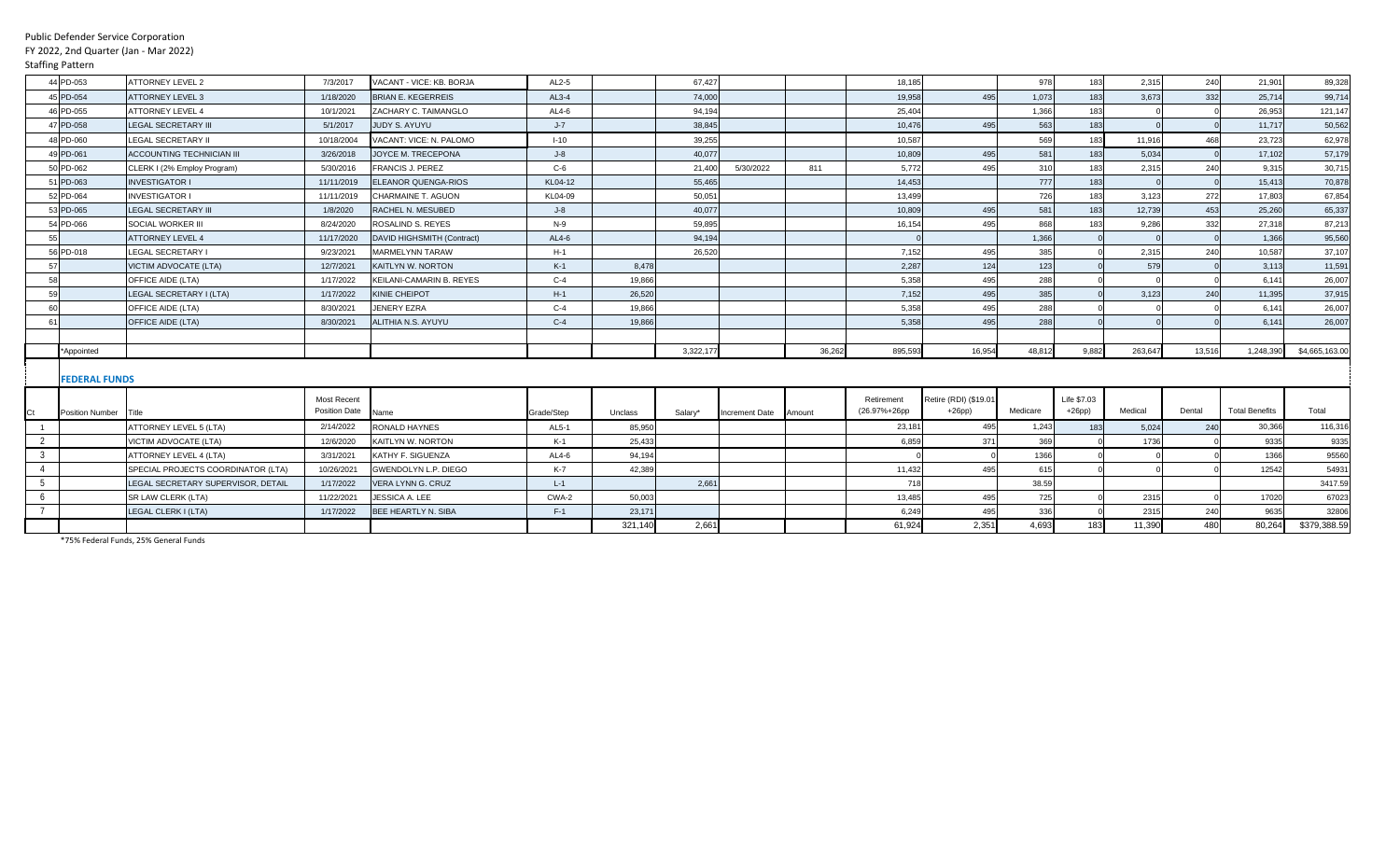Public Defender Service Corporation
FY 2022, 2nd Quarter (Jan - Mar 2022)
Staffing Pattern

| | | | | | | | | | | | | | | | | | | |
|---|---|---|---|---|---|---|---|---|---|---|---|---|---|---|---|---|---|---|
| 44 | PD-053 | ATTORNEY LEVEL 2 | 7/3/2017 | VACANT - VICE: KB. BORJA | AL2-5 | | 67,427 | | | 18,185 | | 978 | 183 | 2,315 | 240 | 21,901 | 89,328 |
| 45 | PD-054 | ATTORNEY LEVEL 3 | 1/18/2020 | BRIAN E. KEGERREIS | AL3-4 | | 74,000 | | | 19,958 | 495 | 1,073 | 183 | 3,673 | 332 | 25,714 | 99,714 |
| 46 | PD-055 | ATTORNEY LEVEL 4 | 10/1/2021 | ZACHARY C. TAIMANGLO | AL4-6 | | 94,194 | | | 25,404 | | 1,366 | 183 | 0 | 0 | 26,953 | 121,147 |
| 47 | PD-058 | LEGAL SECRETARY III | 5/1/2017 | JUDY S. AYUYU | J-7 | | 38,845 | | | 10,476 | 495 | 563 | 183 | 0 | 0 | 11,717 | 50,562 |
| 48 | PD-060 | LEGAL SECRETARY II | 10/18/2004 | VACANT: VICE: N. PALOMO | I-10 | | 39,255 | | | 10,587 | | 569 | 183 | 11,916 | 468 | 23,723 | 62,978 |
| 49 | PD-061 | ACCOUNTING TECHNICIAN III | 3/26/2018 | JOYCE M. TRECEPONA | J-8 | | 40,077 | | | 10,809 | 495 | 581 | 183 | 5,034 | 0 | 17,102 | 57,179 |
| 50 | PD-062 | CLERK I (2% Employ Program) | 5/30/2016 | FRANCIS J. PEREZ | C-6 | | 21,400 | 5/30/2022 | 811 | 5,772 | 495 | 310 | 183 | 2,315 | 240 | 9,315 | 30,715 |
| 51 | PD-063 | INVESTIGATOR I | 11/11/2019 | ELEANOR QUENGA-RIOS | KL04-12 | | 55,465 | | | 14,453 | | 777 | 183 | 0 | 0 | 15,413 | 70,878 |
| 52 | PD-064 | INVESTIGATOR I | 11/11/2019 | CHARMAINE T. AGUON | KL04-09 | | 50,051 | | | 13,499 | | 726 | 183 | 3,123 | 272 | 17,803 | 67,854 |
| 53 | PD-065 | LEGAL SECRETARY III | 1/8/2020 | RACHEL N. MESUBED | J-8 | | 40,077 | | | 10,809 | 495 | 581 | 183 | 12,739 | 453 | 25,260 | 65,337 |
| 54 | PD-066 | SOCIAL WORKER III | 8/24/2020 | ROSALIND S. REYES | N-9 | | 59,895 | | | 16,154 | 495 | 868 | 183 | 9,286 | 332 | 27,318 | 87,213 |
| 55 | | ATTORNEY LEVEL 4 | 11/17/2020 | DAVID HIGHSMITH (Contract) | AL4-6 | | 94,194 | | | 0 | | 1,366 | 0 | 0 | 0 | 1,366 | 95,560 |
| 56 | PD-018 | LEGAL SECRETARY I | 9/23/2021 | MARMELYNN TARAW | H-1 | | 26,520 | | | 7,152 | 495 | 385 | 0 | 2,315 | 240 | 10,587 | 37,107 |
| 57 | | VICTIM ADVOCATE (LTA) | 12/7/2021 | KAITLYN W. NORTON | K-1 | 8,478 | | | | 2,287 | 124 | 123 | 0 | 579 | 0 | 3,113 | 11,591 |
| 58 | | OFFICE AIDE (LTA) | 1/17/2022 | KEILANI-CAMARIN B. REYES | C-4 | 19,866 | | | | 5,358 | 495 | 288 | 0 | 0 | 0 | 6,141 | 26,007 |
| 59 | | LEGAL SECRETARY I (LTA) | 1/17/2022 | KINIE CHEIPOT | H-1 | 26,520 | | | | 7,152 | 495 | 385 | 0 | 3,123 | 240 | 11,395 | 37,915 |
| 60 | | OFFICE AIDE (LTA) | 8/30/2021 | JENERY EZRA | C-4 | 19,866 | | | | 5,358 | 495 | 288 | 0 | 0 | 0 | 6,141 | 26,007 |
| 61 | | OFFICE AIDE (LTA) | 8/30/2021 | ALITHIA N.S. AYUYU | C-4 | 19,866 | | | | 5,358 | 495 | 288 | 0 | 0 | 0 | 6,141 | 26,007 |
| | | | | | | | | | | | | | | | | | |
| | *Appointed | | | | | | 3,322,177 | | 36,262 | 895,593 | 16,954 | 48,812 | 9,882 | 263,647 | 13,516 | 1,248,390 | $4,665,163.00 |

**FEDERAL FUNDS**

| Ct | Position Number | Title | Most Recent Position Date | Name | Grade/Step | Unclass | Salary* | Increment Date | Amount | Retirement (26.97%+26pp | Retire (RDI) ($19.01 +26pp) | Medicare | Life $7.03 +26pp) | Medical | Dental | Total Benefits | Total |
|---|---|---|---|---|---|---|---|---|---|---|---|---|---|---|---|---|---|
| 1 | | ATTORNEY LEVEL 5 (LTA) | 2/14/2022 | RONALD HAYNES | AL5-1 | 85,950 | | | | 23,181 | 495 | 1,243 | 183 | 5,024 | 240 | 30,366 | 116,316 |
| 2 | | VICTIM ADVOCATE (LTA) | 12/6/2020 | KAITLYN W. NORTON | K-1 | 25,433 | | | | 6,859 | 371 | 369 | 0 | 1736 | 0 | 9335 | 9335 |
| 3 | | ATTORNEY LEVEL 4 (LTA) | 3/31/2021 | KATHY F. SIGUENZA | AL4-6 | 94,194 | | | | 0 | 0 | 1366 | 0 | 0 | 0 | 1366 | 95560 |
| 4 | | SPECIAL PROJECTS COORDINATOR (LTA) | 10/26/2021 | GWENDOLYN L.P. DIEGO | K-7 | 42,389 | | | | 11,432 | 495 | 615 | 0 | 0 | 0 | 12542 | 54931 |
| 5 | | LEGAL SECRETARY SUPERVISOR, DETAIL | 1/17/2022 | VERA LYNN G. CRUZ | L-1 | | 2,661 | | | 718 | | 38.59 | | | | | 3417.59 |
| 6 | | SR LAW CLERK (LTA) | 11/22/2021 | JESSICA A. LEE | CWA-2 | 50,003 | | | | 13,485 | 495 | 725 | 0 | 2315 | 0 | 17020 | 67023 |
| 7 | | LEGAL CLERK I (LTA) | 1/17/2022 | BEE HEARTLY N. SIBA | F-1 | 23,171 | | | | 6,249 | 495 | 336 | 0 | 2315 | 240 | 9635 | 32806 |
| | | | | | | 321,140 | 2,661 | | | 61,924 | 2,351 | 4,693 | 183 | 11,390 | 480 | 80,264 | $379,388.59 |

*75% Federal Funds, 25% General Funds